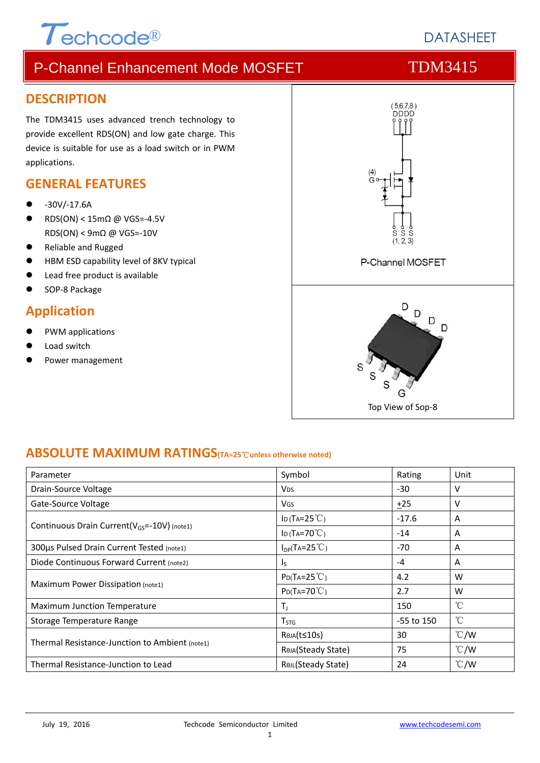Techcode®

DATASHEET

# P-Channel Enhancement Mode MOSFET — TDM3415

## DESCRIPTION

The TDM3415 uses advanced trench technology to provide excellent RDS(ON) and low gate charge. This device is suitable for use as a load switch or in PWM applications.

## GENERAL FEATURES

- -30V/-17.6A
- RDS(ON) < 15mΩ @ VGS=-4.5V
  RDS(ON) < 9mΩ @ VGS=-10V
- Reliable and Rugged
- HBM ESD capability level of 8KV typical
- Lead free product is available
- SOP-8 Package

## Application

- PWM applications
- Load switch
- Power management

(5,6,7,8) DDDD

(4) G

S S S (1, 2, 3)

P-Channel MOSFET

D D D D

S S S G

Top View of Sop-8

## ABSOLUTE MAXIMUM RATINGS (TA=25℃ unless otherwise noted)

| Parameter | Symbol | Rating | Unit |
|---|---|---|---|
| Drain-Source Voltage | $V_{DS}$ | -30 | V |
| Gate-Source Voltage | $V_{GS}$ | $\pm$25 | V |
| Continuous Drain Current($V_{GS}$=-10V) (note1) | $I_D$ ($T_A$=25℃) | -17.6 | A |
| | $I_D$ ($T_A$=70℃) | -14 | A |
| 300µs Pulsed Drain Current Tested (note1) | $I_{DP}$($T_A$=25℃) | -70 | A |
| Diode Continuous Forward Current (note2) | $I_S$ | -4 | A |
| Maximum Power Dissipation (note1) | $P_D$($T_A$=25℃) | 4.2 | W |
| | $P_D$($T_A$=70℃) | 2.7 | W |
| Maximum Junction Temperature | $T_J$ | 150 | ℃ |
| Storage Temperature Range | $T_{STG}$ | -55 to 150 | ℃ |
| Thermal Resistance-Junction to Ambient (note1) | $R_{\theta JA}$(t≤10s) | 30 | ℃/W |
| | $R_{\theta JA}$(Steady State) | 75 | ℃/W |
| Thermal Resistance-Junction to Lead | $R_{\theta JL}$(Steady State) | 24 | ℃/W |

July 19, 2016 — Techcode Semiconductor Limited — www.techcodesemi.com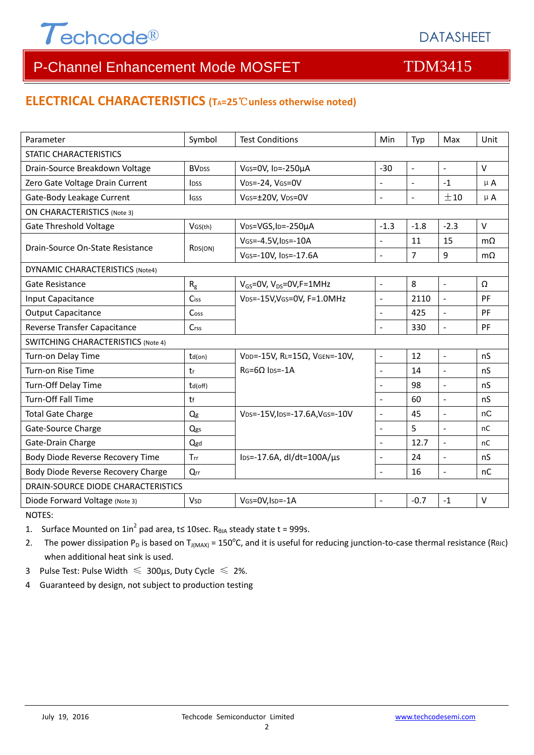# P-Channel Enhancement Mode MOSFET — TDM3415

## ELECTRICAL CHARACTERISTICS ($T_A$=25℃unless otherwise noted)

| Parameter | Symbol | Test Conditions | Min | Typ | Max | Unit |
|---|---|---|---|---|---|---|
| STATIC CHARACTERISTICS | | | | | | |
| Drain-Source Breakdown Voltage | $BV_{DSS}$ | $V_{GS}$=0V, $I_D$=-250μA | -30 | - | - | V |
| Zero Gate Voltage Drain Current | $I_{DSS}$ | $V_{DS}$=-24, $V_{GS}$=0V | - | - | -1 | μA |
| Gate-Body Leakage Current | $I_{GSS}$ | $V_{GS}$=±20V, $V_{DS}$=0V | - | - | ±10 | μA |
| ON CHARACTERISTICS (Note 3) | | | | | | |
| Gate Threshold Voltage | $V_{GS(th)}$ | $V_{DS}$=VGS,$I_D$=-250μA | -1.3 | -1.8 | -2.3 | V |
| Drain-Source On-State Resistance | $R_{DS(ON)}$ | $V_{GS}$=-4.5V,$I_{DS}$=-10A | - | 11 | 15 | mΩ |
| | | $V_{GS}$=-10V, $I_{DS}$=-17.6A | - | 7 | 9 | mΩ |
| DYNAMIC CHARACTERISTICS (Note4) | | | | | | |
| Gate Resistance | $R_g$ | $V_{GS}$=0V, $V_{DS}$=0V,F=1MHz | - | 8 | - | Ω |
| Input Capacitance | $C_{iss}$ | $V_{DS}$=-15V,$V_{GS}$=0V, F=1.0MHz | - | 2110 | - | PF |
| Output Capacitance | $C_{oss}$ | | - | 425 | - | PF |
| Reverse Transfer Capacitance | $C_{rss}$ | | - | 330 | - | PF |
| SWITCHING CHARACTERISTICS (Note 4) | | | | | | |
| Turn-on Delay Time | $t_{d(on)}$ | $V_{DD}$=-15V, $R_L$=15Ω, $V_{GEN}$=-10V, $R_G$=6Ω $I_{DS}$=-1A | - | 12 | - | nS |
| Turn-on Rise Time | $t_r$ | | - | 14 | - | nS |
| Turn-Off Delay Time | $t_{d(off)}$ | | - | 98 | - | nS |
| Turn-Off Fall Time | $t_f$ | | - | 60 | - | nS |
| Total Gate Charge | $Q_g$ | $V_{DS}$=-15V,$I_{DS}$=-17.6A,$V_{GS}$=-10V | - | 45 | - | nC |
| Gate-Source Charge | $Q_{gs}$ | | - | 5 | - | nC |
| Gate-Drain Charge | $Q_{gd}$ | | - | 12.7 | - | nC |
| Body Diode Reverse Recovery Time | $T_{rr}$ | $I_{DS}$=-17.6A, dI/dt=100A/μs | - | 24 | - | nS |
| Body Diode Reverse Recovery Charge | $Q_{rr}$ | | - | 16 | - | nC |
| DRAIN-SOURCE DIODE CHARACTERISTICS | | | | | | |
| Diode Forward Voltage (Note 3) | $V_{SD}$ | $V_{GS}$=0V,$I_{SD}$=-1A | - | -0.7 | -1 | V |

NOTES:

1. Surface Mounted on $1in^2$ pad area, t≤ 10sec. $R_{\theta JA}$ steady state t = 999s.
2. The power dissipation $P_D$ is based on $T_{J(MAX)}$ = 150°C, and it is useful for reducing junction-to-case thermal resistance ($R_{\theta JC}$) when additional heat sink is used.
3. Pulse Test: Pulse Width ≤ 300μs, Duty Cycle ≤ 2%.
4. Guaranteed by design, not subject to production testing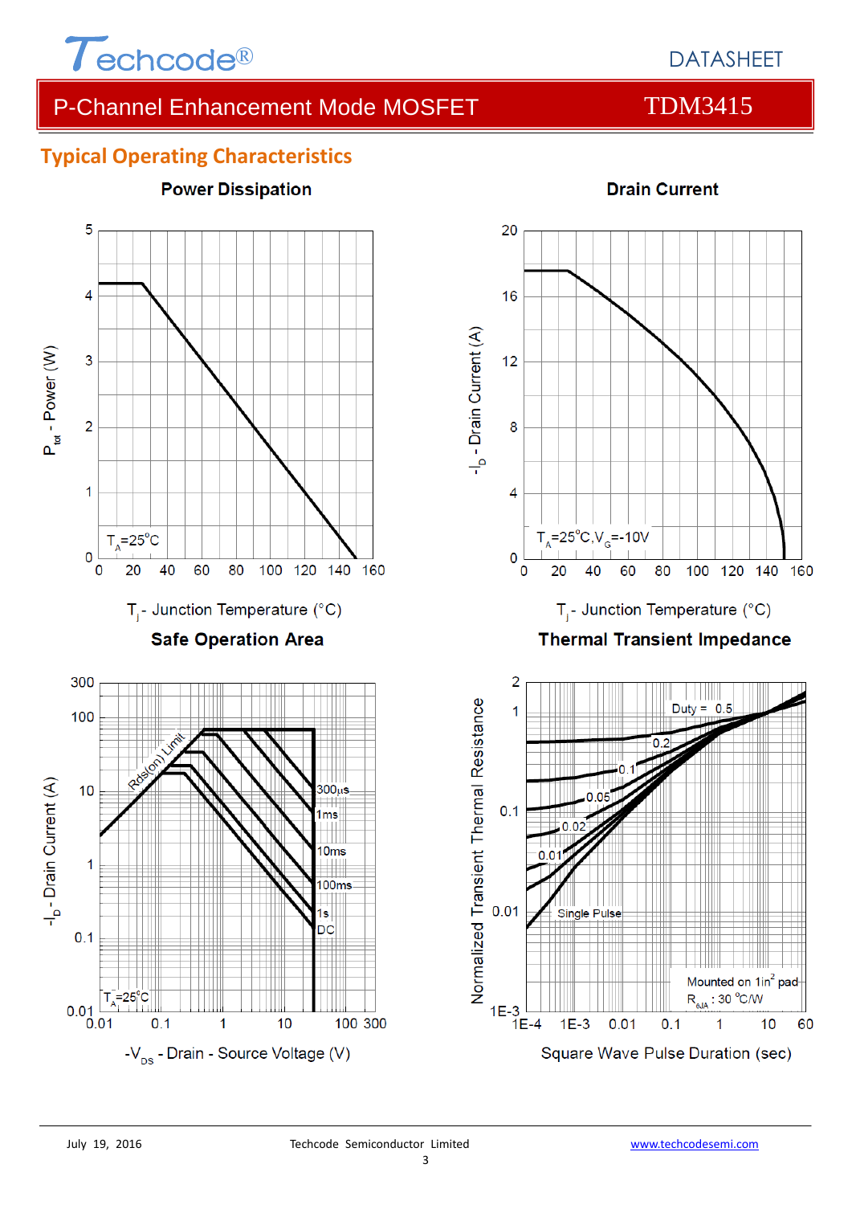## Typical Operating Characteristics

**Power Dissipation**

$P_{tot}$ - Power (W)

$T_A$=25°C

$T_j$ - Junction Temperature (°C)

**Drain Current**

$-I_D$ - Drain Current (A)

$T_A$=25°C, $V_G$=-10V

$T_j$ - Junction Temperature (°C)

**Safe Operation Area**

$-I_D$ - Drain Current (A)

Rds(on) Limit

300µs

1ms

10ms

100ms

1s

DC

$T_A$=25°C

$-V_{DS}$ - Drain - Source Voltage (V)

**Thermal Transient Impedance**

Normalized Transient Thermal Resistance

Duty = 0.5

0.2

0.1

0.05

0.02

0.01

Single Pulse

Mounted on 1in² pad

$R_{\theta JA}$ : 30 °C/W

Square Wave Pulse Duration (sec)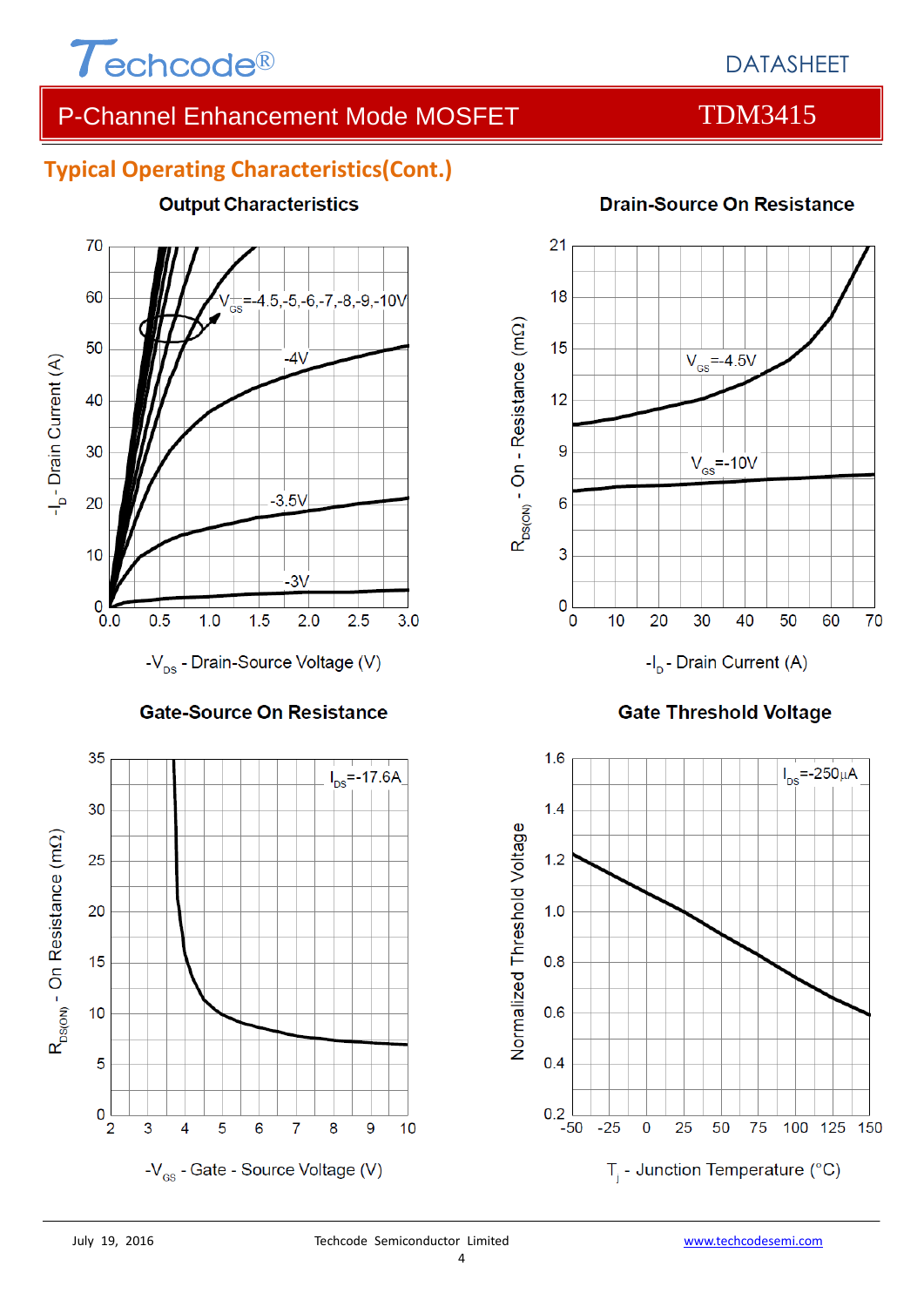## Typical Operating Characteristics(Cont.)

### Output Characteristics

$-I_D$ - Drain Current (A)

$V_{GS}$=-4.5,-5,-6,-7,-8,-9,-10V

-4V

-3.5V

-3V

$-V_{DS}$ - Drain-Source Voltage (V)

### Drain-Source On Resistance

$R_{DS(ON)}$ - On - Resistance (mΩ)

$V_{GS}$=-4.5V

$V_{GS}$=-10V

$-I_D$ - Drain Current (A)

### Gate-Source On Resistance

$R_{DS(ON)}$ - On Resistance (mΩ)

$I_{DS}$=-17.6A

$-V_{GS}$ - Gate - Source Voltage (V)

### Gate Threshold Voltage

Normalized Threshold Voltage

$I_{DS}$=-250μA

$T_j$ - Junction Temperature (°C)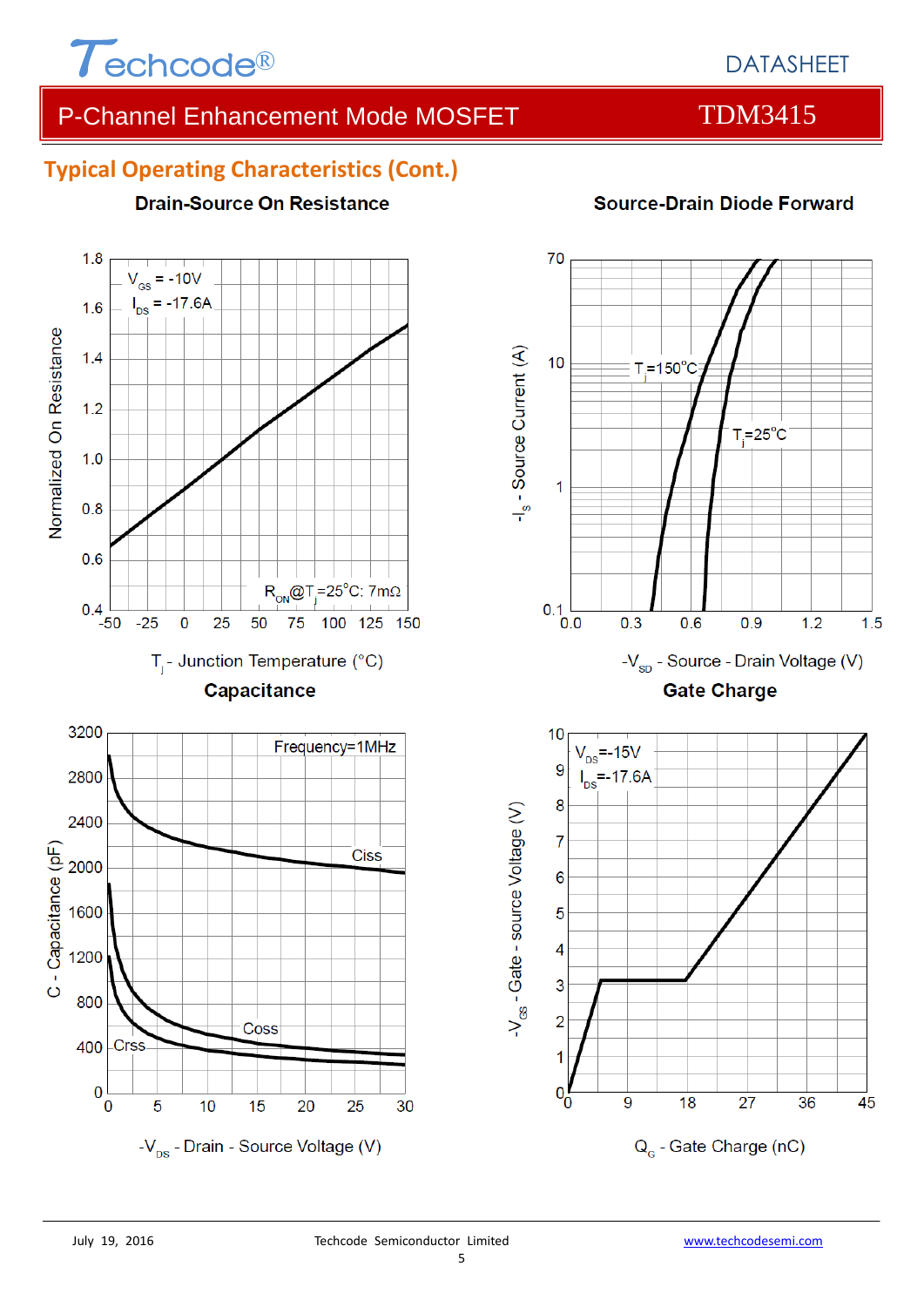## Typical Operating Characteristics (Cont.)

**Drain-Source On Resistance**

$V_{GS}$ = -10V
$I_{DS}$ = -17.6A

$R_{ON}$@$T_j$=25°C: 7mΩ

Normalized On Resistance

$T_j$ - Junction Temperature (°C)

**Source-Drain Diode Forward**

$T_j$=150°C
$T_j$=25°C

$-I_S$ - Source Current (A)

$-V_{SD}$ - Source - Drain Voltage (V)

**Capacitance**

Frequency=1MHz

Ciss
Coss
Crss

C - Capacitance (pF)

$-V_{DS}$ - Drain - Source Voltage (V)

**Gate Charge**

$V_{DS}$=-15V
$I_{DS}$=-17.6A

$-V_{GS}$ - Gate - source Voltage (V)

$Q_G$ - Gate Charge (nC)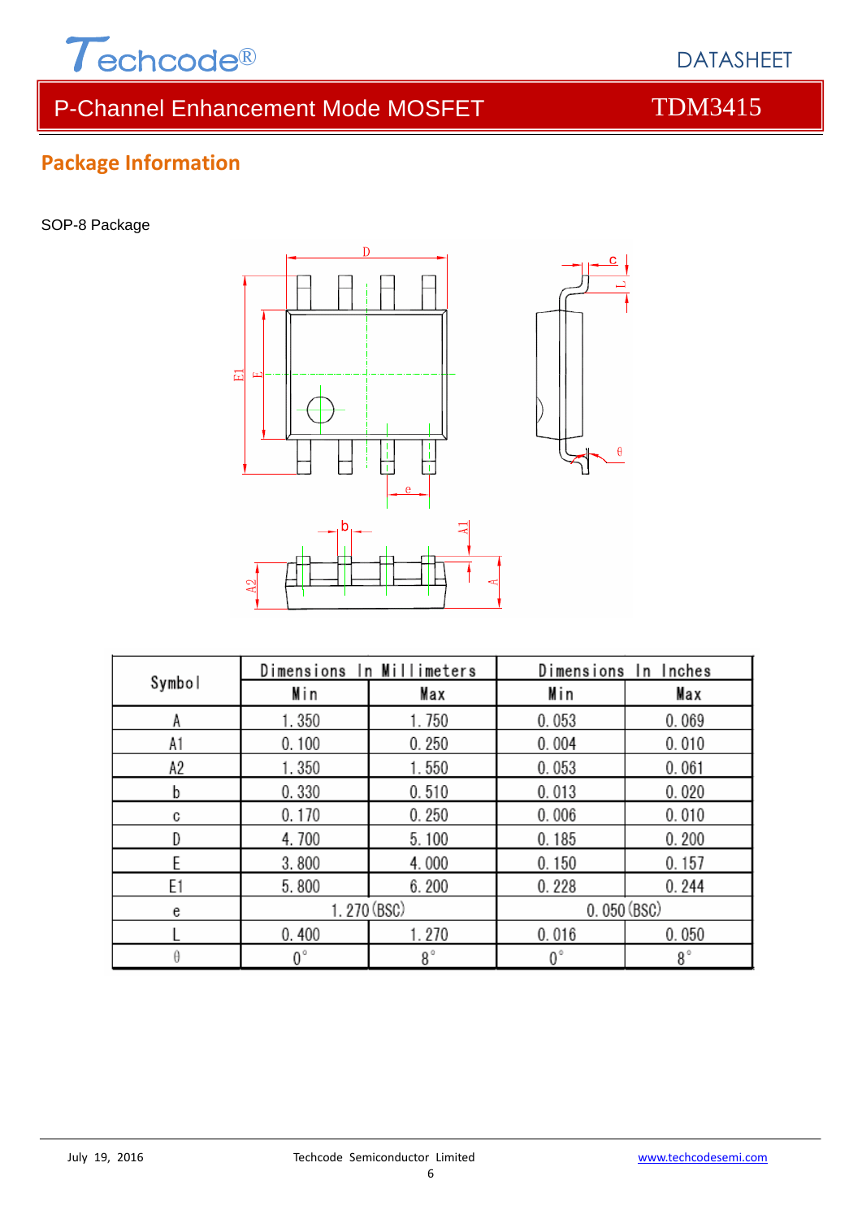## Package Information

SOP-8 Package

| Symbol | Dimensions In Millimeters | | Dimensions In Inches | |
|---|---|---|---|---|
| | Min | Max | Min | Max |
| A | 1.350 | 1.750 | 0.053 | 0.069 |
| A1 | 0.100 | 0.250 | 0.004 | 0.010 |
| A2 | 1.350 | 1.550 | 0.053 | 0.061 |
| b | 0.330 | 0.510 | 0.013 | 0.020 |
| c | 0.170 | 0.250 | 0.006 | 0.010 |
| D | 4.700 | 5.100 | 0.185 | 0.200 |
| E | 3.800 | 4.000 | 0.150 | 0.157 |
| E1 | 5.800 | 6.200 | 0.228 | 0.244 |
| e | 1.270(BSC) | | 0.050(BSC) | |
| L | 0.400 | 1.270 | 0.016 | 0.050 |
| θ | 0° | 8° | 0° | 8° |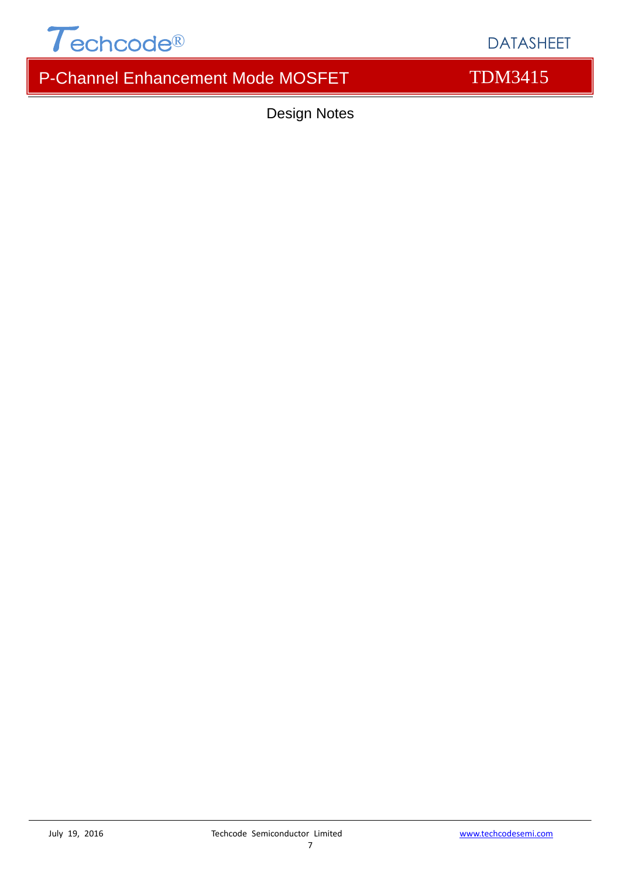Design Notes